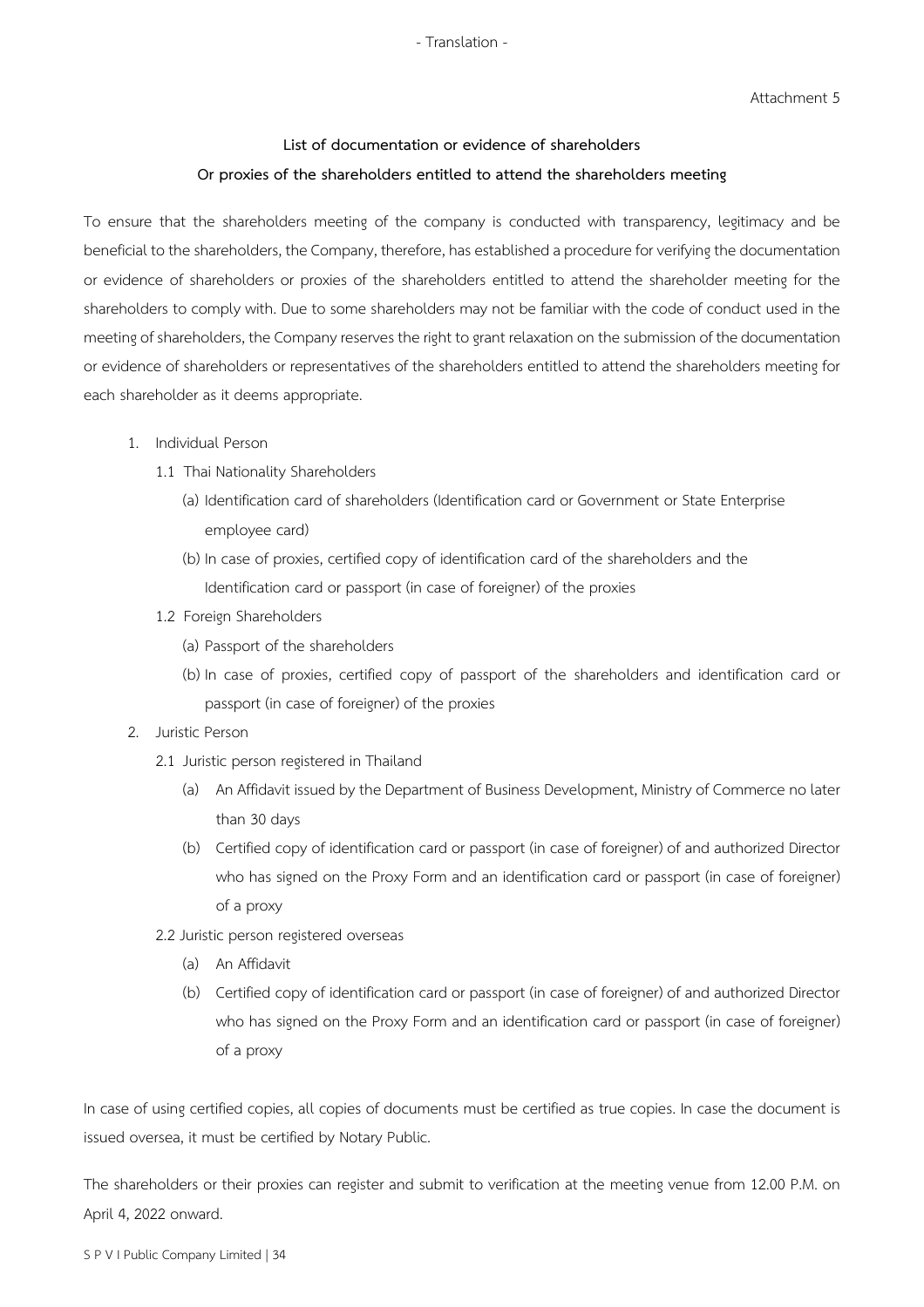- Translation -

Attachment 5

**List of documentation or evidence of shareholders**

**Or proxies of the shareholders entitled to attend the shareholders meeting**

To ensure that the shareholders meeting of the company is conducted with transparency, legitimacy and be beneficial to the shareholders, the Company, therefore, has established a procedure for verifying the documentation or evidence of shareholders or proxies of the shareholders entitled to attend the shareholder meeting for the shareholders to comply with. Due to some shareholders may not be familiar with the code of conduct used in the meeting of shareholders, the Company reserves the right to grant relaxation on the submission of the documentation or evidence of shareholders or representatives of the shareholders entitled to attend the shareholders meeting for each shareholder as it deems appropriate.

1. Individual Person
   - 1.1 Thai Nationality Shareholders
     - (a) Identification card of shareholders (Identification card or Government or State Enterprise employee card)
     - (b) In case of proxies, certified copy of identification card of the shareholders and the Identification card or passport (in case of foreigner) of the proxies
   - 1.2 Foreign Shareholders
     - (a) Passport of the shareholders
     - (b) In case of proxies, certified copy of passport of the shareholders and identification card or passport (in case of foreigner) of the proxies
2. Juristic Person
   - 2.1 Juristic person registered in Thailand
     - (a) An Affidavit issued by the Department of Business Development, Ministry of Commerce no later than 30 days
     - (b) Certified copy of identification card or passport (in case of foreigner) of and authorized Director who has signed on the Proxy Form and an identification card or passport (in case of foreigner) of a proxy
   - 2.2 Juristic person registered overseas
     - (a) An Affidavit
     - (b) Certified copy of identification card or passport (in case of foreigner) of and authorized Director who has signed on the Proxy Form and an identification card or passport (in case of foreigner) of a proxy

In case of using certified copies, all copies of documents must be certified as true copies. In case the document is issued oversea, it must be certified by Notary Public.

The shareholders or their proxies can register and submit to verification at the meeting venue from 12.00 P.M. on April 4, 2022 onward.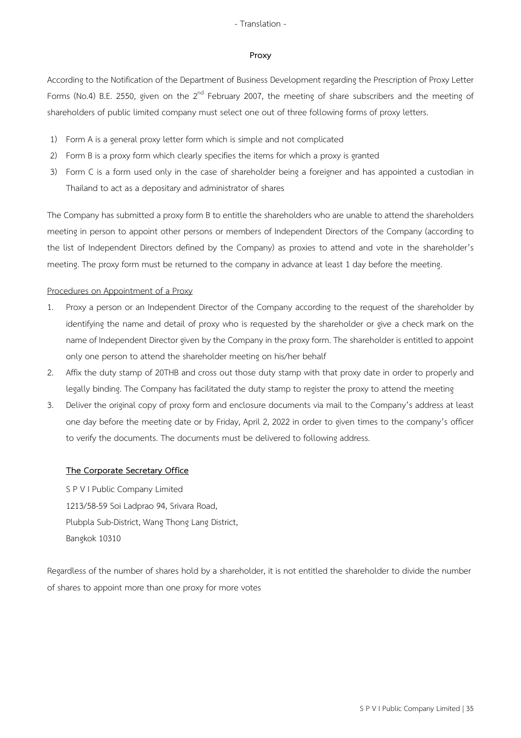- Translation -

**Proxy**

According to the Notification of the Department of Business Development regarding the Prescription of Proxy Letter Forms (No.4) B.E. 2550, given on the 2nd February 2007, the meeting of share subscribers and the meeting of shareholders of public limited company must select one out of three following forms of proxy letters.

1) Form A is a general proxy letter form which is simple and not complicated
2) Form B is a proxy form which clearly specifies the items for which a proxy is granted
3) Form C is a form used only in the case of shareholder being a foreigner and has appointed a custodian in Thailand to act as a depositary and administrator of shares

The Company has submitted a proxy form B to entitle the shareholders who are unable to attend the shareholders meeting in person to appoint other persons or members of Independent Directors of the Company (according to the list of Independent Directors defined by the Company) as proxies to attend and vote in the shareholder's meeting. The proxy form must be returned to the company in advance at least 1 day before the meeting.

Procedures on Appointment of a Proxy

1. Proxy a person or an Independent Director of the Company according to the request of the shareholder by identifying the name and detail of proxy who is requested by the shareholder or give a check mark on the name of Independent Director given by the Company in the proxy form. The shareholder is entitled to appoint only one person to attend the shareholder meeting on his/her behalf
2. Affix the duty stamp of 20THB and cross out those duty stamp with that proxy date in order to properly and legally binding. The Company has facilitated the duty stamp to register the proxy to attend the meeting
3. Deliver the original copy of proxy form and enclosure documents via mail to the Company's address at least one day before the meeting date or by Friday, April 2, 2022 in order to given times to the company's officer to verify the documents. The documents must be delivered to following address.

**The Corporate Secretary Office**

S P V I Public Company Limited
1213/58-59 Soi Ladprao 94, Srivara Road,
Plubpla Sub-District, Wang Thong Lang District,
Bangkok 10310

Regardless of the number of shares hold by a shareholder, it is not entitled the shareholder to divide the number of shares to appoint more than one proxy for more votes